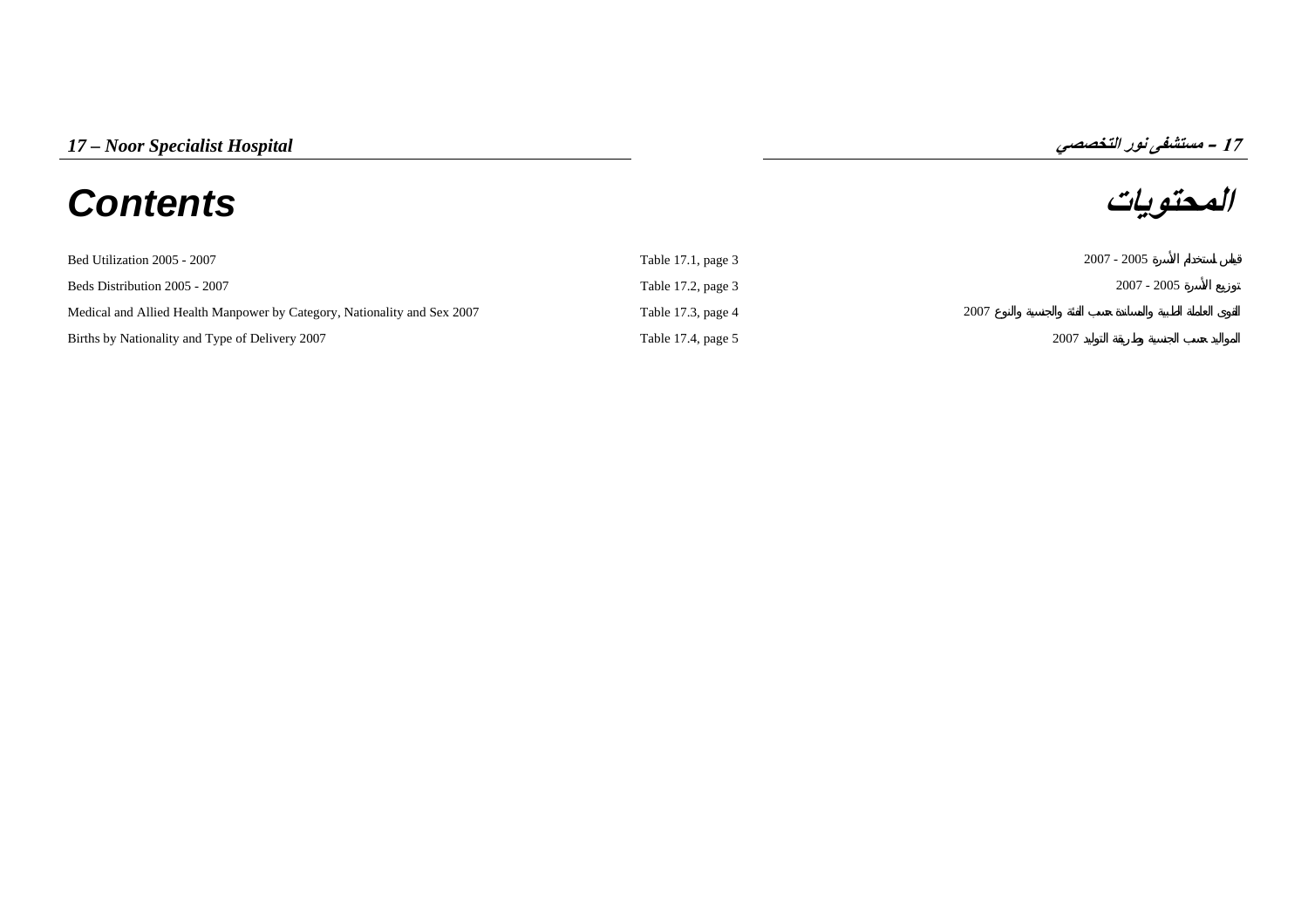# 17 – Noor Specialist Hospital

# 17 - مستشفى نور التخصصي

## Contents

## المحتويات

| | | |
|---|---|---|
| Bed Utilization 2005 - 2007 | Table 17.1, page 3 | قياس استخدام الأسرة 2005 - 2007 |
| Beds Distribution 2005 - 2007 | Table 17.2, page 3 | توزيع الأسرة 2005 - 2007 |
| Medical and Allied Health Manpower by Category, Nationality and Sex 2007 | Table 17.3, page 4 | القوى العاملة الطبية والمساندة حسب الفئة والجنسية والنوع 2007 |
| Births by Nationality and Type of Delivery 2007 | Table 17.4, page 5 | المواليد حسب الجنسية وطريقة التوليد 2007 |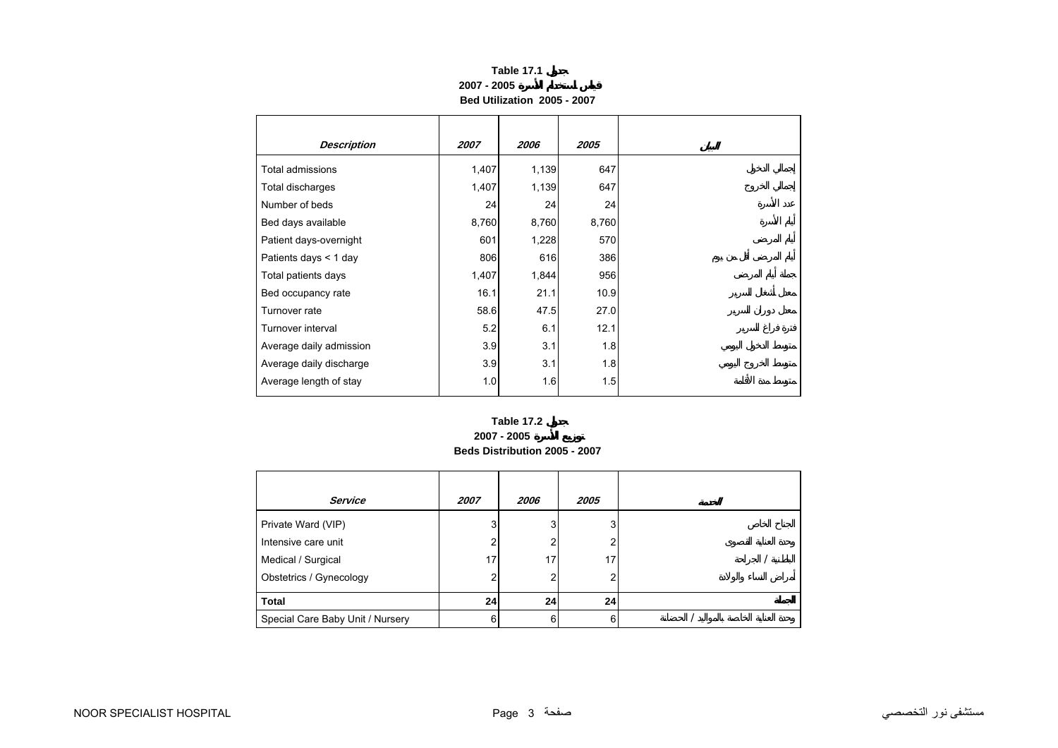**Table 17.1 جدول**

**2007 - 2005 قياس استخدام الأسرة**

**Bed Utilization 2005 - 2007**

| *Description* | *2007* | *2006* | *2005* | البيان |
|---|---|---|---|---|
| Total admissions | 1,407 | 1,139 | 647 | إجمالي الدخول |
| Total discharges | 1,407 | 1,139 | 647 | إجمالي الخروج |
| Number of beds | 24 | 24 | 24 | عدد الأسرة |
| Bed days available | 8,760 | 8,760 | 8,760 | أيام الأسرة |
| Patient days-overnight | 601 | 1,228 | 570 | أيام المرضى |
| Patients days < 1 day | 806 | 616 | 386 | أيام المرضى أقل من يوم |
| Total patients days | 1,407 | 1,844 | 956 | جملة أيام المرضى |
| Bed occupancy rate | 16.1 | 21.1 | 10.9 | معدل أشغال السرير |
| Turnover rate | 58.6 | 47.5 | 27.0 | معدل دوران السرير |
| Turnover interval | 5.2 | 6.1 | 12.1 | فترة فراغ السرير |
| Average daily admission | 3.9 | 3.1 | 1.8 | متوسط الدخول اليومي |
| Average daily discharge | 3.9 | 3.1 | 1.8 | متوسط الخروج اليومي |
| Average length of stay | 1.0 | 1.6 | 1.5 | متوسط مدة الأقامة |

**Table 17.2 جدول**

**2007 - 2005 توزيع الأسرة**

**Beds Distribution 2005 - 2007**

| *Service* | *2007* | *2006* | *2005* | الخدمة |
|---|---|---|---|---|
| Private Ward (VIP) | 3 | 3 | 3 | الجناح الخاص |
| Intensive care unit | 2 | 2 | 2 | وحدة العناية القصوى |
| Medical / Surgical | 17 | 17 | 17 | الباطنية / الجراحة |
| Obstetrics / Gynecology | 2 | 2 | 2 | أمراض النساء والولادة |
| **Total** | **24** | **24** | **24** | **الجملة** |
| Special Care Baby Unit / Nursery | 6 | 6 | 6 | وحدة العناية الخاصة بالمواليد / الحضانة |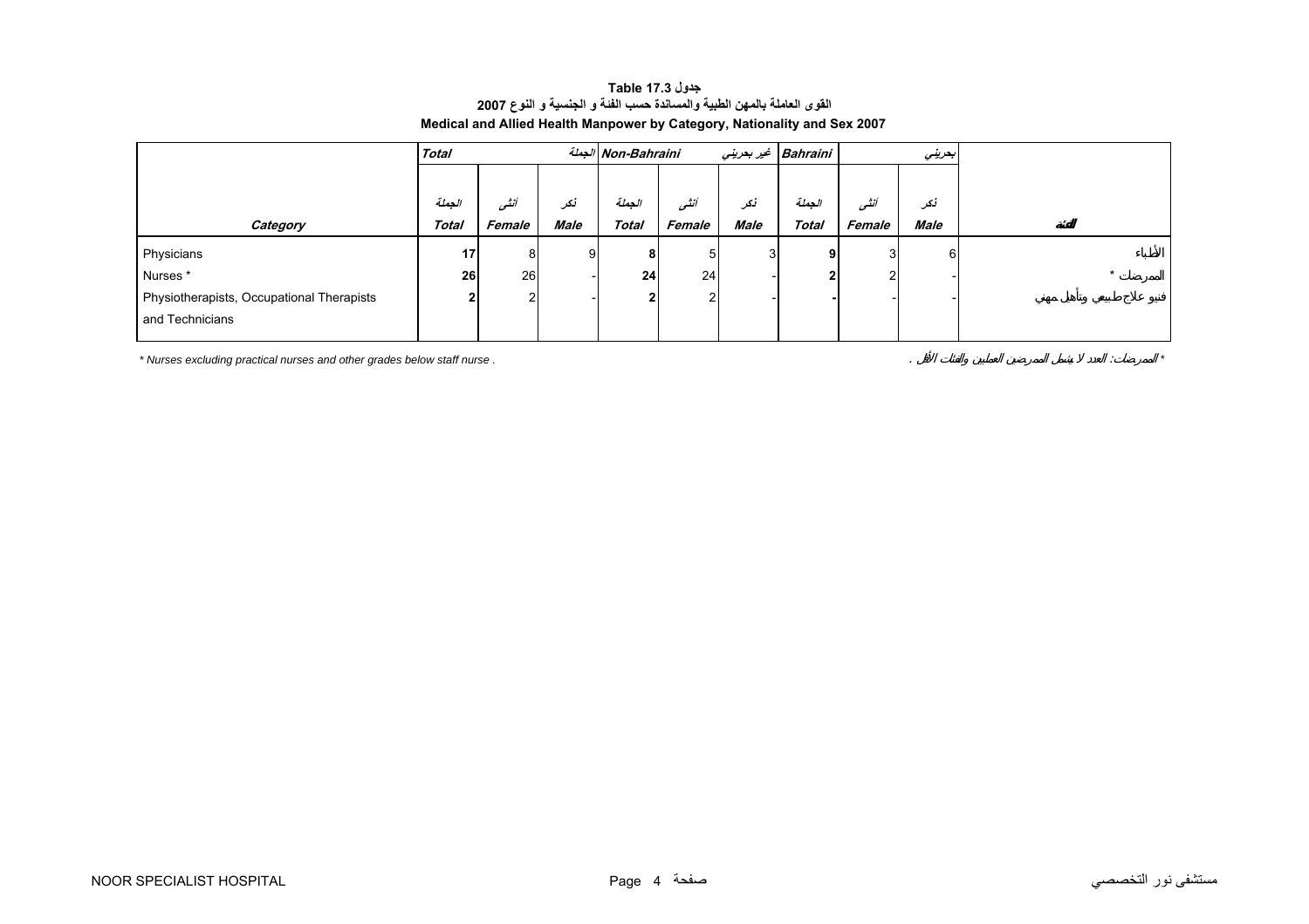**جدول Table 17.3**

**القوى العاملة بالمهن الطبية والمساندة حسب الفئة و الجنسية و النوع 2007**

**Medical and Allied Health Manpower by Category, Nationality and Sex 2007**

| | Total | | الجملة | Non-Bahraini | | غير بحريني | Bahraini | | بحريني | |
|---|---|---|---|---|---|---|---|---|---|---|
| Category | الجملة Total | أنثى Female | ذكر Male | الجملة Total | أنثى Female | ذكر Male | الجملة Total | أنثى Female | ذكر Male | الفئة |
| Physicians | **17** | 8 | 9 | **8** | 5 | 3 | **9** | 3 | 6 | الأطباء |
| Nurses * | **26** | 26 | - | **24** | 24 | - | **2** | 2 | - | الممرضات * |
| Physiotherapists, Occupational Therapists and Technicians | **2** | 2 | - | **2** | 2 | - | **-** | - | - | فنيو علاج طبيعي وتأهيل مهني |

* Nurses excluding practical nurses and other grades below staff nurse .

* الممرضات : العدد لا يشمل الممرضين العمليين والفئات الأقل .

NOOR SPECIALIST HOSPITAL مستشفى نور التخصصي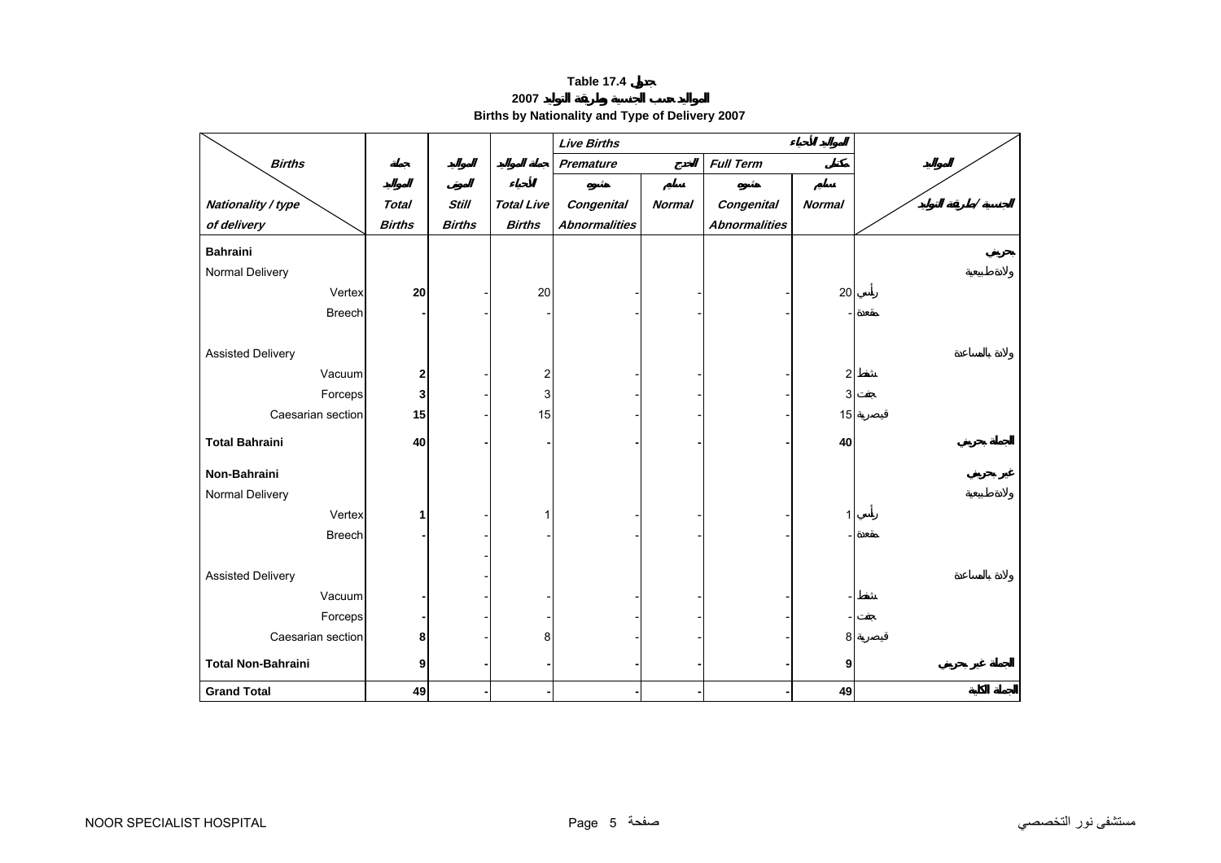**Table 17.4 جدول**

**2007 المواليد حسب الجنسية وطريقة التوليد**

**Births by Nationality and Type of Delivery 2007**

| Births / Nationality / type of delivery | Total Births جملة المواليد | Still Births المواليد الموتى | Total Live Births جملة المواليد الأحياء | Live Births المواليد الأحياء: Premature الخدج: Congenital Abnormalities مشوه | Premature الخدج: Normal سليم | Full Term مكتمل: Congenital Abnormalities مشوه | Full Term مكتمل: Normal سليم | المواليد / الجنسية / طريقة التوليد |
|---|---|---|---|---|---|---|---|---|
| **Bahraini** | | | | | | | | **بحريني** |
| Normal Delivery | | | | | | | | ولادة طبيعية |
| Vertex | **20** | - | 20 | - | - | - | 20 | رأسي |
| Breech | **-** | - | - | - | - | - | - | مقعدة |
| Assisted Delivery | | | | | | | | ولادة بالمساعدة |
| Vacuum | **2** | - | 2 | - | - | - | 2 | شفط |
| Forceps | **3** | - | 3 | - | - | - | 3 | جفت |
| Caesarian section | **15** | - | 15 | - | - | - | 15 | قيصرية |
| **Total Bahraini** | **40** | **-** | **-** | **-** | **-** | **-** | **40** | **الجملة بحريني** |
| **Non-Bahraini** | | | | | | | | **غير بحريني** |
| Normal Delivery | | | | | | | | ولادة طبيعية |
| Vertex | **1** | - | 1 | - | - | - | 1 | رأسي |
| Breech | **-** | - | - | - | - | - | - | مقعدة |
| | | - | | | | | | |
| Assisted Delivery | | - | | | | | | ولادة بالمساعدة |
| Vacuum | **-** | - | - | - | - | - | - | شفط |
| Forceps | **-** | - | - | - | - | - | - | جفت |
| Caesarian section | **8** | - | 8 | - | - | - | 8 | قيصرية |
| **Total Non-Bahraini** | **9** | **-** | **-** | **-** | **-** | **-** | **9** | **الجملة غير بحريني** |
| **Grand Total** | **49** | **-** | **-** | **-** | **-** | **-** | **49** | **الجملة الكلية** |

NOOR SPECIALIST HOSPITAL مستشفى نور التخصصي